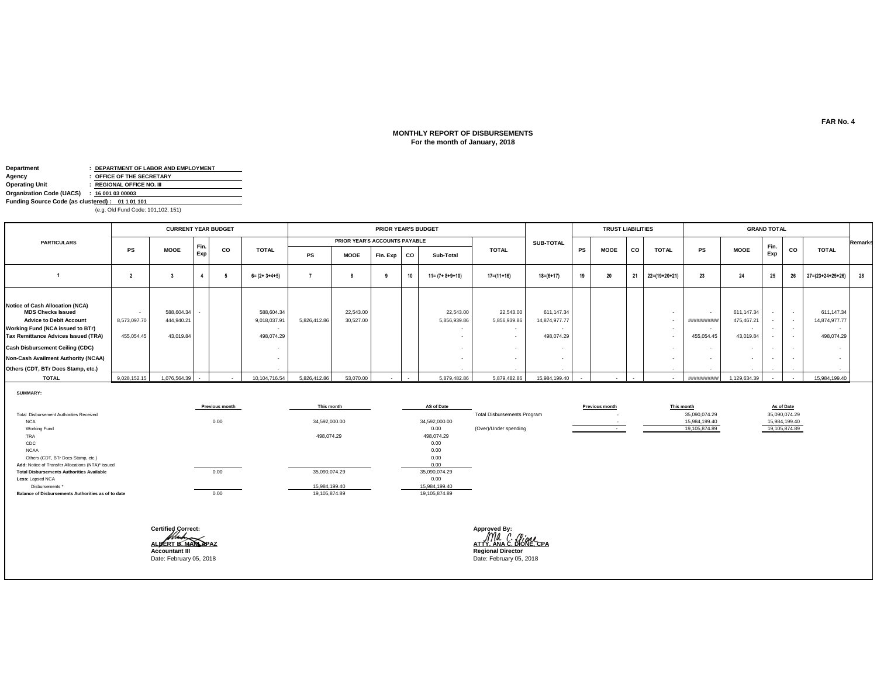FAR No. 4

## MONTHLY REPORT OF DISBURSEMENTS
### For the month of January, 2018

**Department** : DEPARTMENT OF LABOR AND EMPLOYMENT
**Agency** : OFFICE OF THE SECRETARY
**Operating Unit** : REGIONAL OFFICE NO. III
**Organization Code (UACS)** : 16 001 03 00003
**Funding Source Code (as clustered) :** 01 1 01 101
(e.g. Old Fund Code: 101,102, 151)

| PARTICULARS | CURRENT YEAR BUDGET | | | | | PRIOR YEAR'S BUDGET | | | | | | SUB-TOTAL | TRUST LIABILITIES | | | | GRAND TOTAL | | | | | Remarks |
|---|---|---|---|---|---|---|---|---|---|---|---|---|---|---|---|---|---|---|---|---|---|---|
| | | | | | | PRIOR YEAR'S ACCOUNTS PAYABLE | | | | | TOTAL | | | | | | | | | | | |
| | PS | MOOE | Fin. Exp | CO | TOTAL | PS | MOOE | Fin. Exp | CO | Sub-Total | | | PS | MOOE | CO | TOTAL | PS | MOOE | Fin. Exp | CO | TOTAL | |
| 1 | 2 | 3 | 4 | 5 | 6= (2+ 3+4+5) | 7 | 8 | 9 | 10 | 11= (7+ 8+9+10) | 17=(11+16) | 18=(6+17) | 19 | 20 | 21 | 22=(19+20+21) | 23 | 24 | 25 | 26 | 27=(23+24+25+26) | 28 |
| **Notice of Cash Allocation (NCA)** | | | | | | | | | | | | | | | | | | | | | | |
| **MDS Checks Issued** | - | 588,604.34 | - | | 588,604.34 | | 22,543.00 | | | 22,543.00 | 22,543.00 | 611,147.34 | | | | - | - | 611,147.34 | - | - | 611,147.34 | |
| **Advice to Debit Account** | 8,573,097.70 | 444,940.21 | | | 9,018,037.91 | 5,826,412.86 | 30,527.00 | | | 5,856,939.86 | 5,856,939.86 | 14,874,977.77 | | | | - | ########### | 475,467.21 | - | - | 14,874,977.77 | |
| **Working Fund (NCA issued to BTr)** | | | | | - | | | | | - | - | - | | | | - | - | - | - | - | - | |
| **Tax Remittance Advices Issued (TRA)** | 455,054.45 | 43,019.84 | | | 498,074.29 | | | | | - | - | 498,074.29 | | | | - | 455,054.45 | 43,019.84 | - | - | 498,074.29 | |
| **Cash Disbursement Ceiling (CDC)** | | | | | - | | | | | - | - | - | | | | - | - | - | - | - | - | |
| **Non-Cash Availment Authority (NCAA)** | | | | | - | | | | | - | - | - | | | | - | - | - | - | - | - | |
| **Others (CDT, BTr Docs Stamp, etc.)** | | | | | - | | | | | - | - | - | | | | - | - | - | - | - | - | |
| **TOTAL** | 9,028,152.15 | 1,076,564.39 | - | - | 10,104,716.54 | 5,826,412.86 | 53,070.00 | - | - | 5,879,482.86 | 5,879,482.86 | 15,984,199.40 | - | - | - | - | ########### | 1,129,634.39 | - | - | 15,984,199.40 | |

**SUMMARY:**

| | Previous month | This month | AS of Date |
|---|---|---|---|
| Total Disbursement Authorities Received | | | |
| NCA | 0.00 | 34,592,000.00 | 34,592,000.00 |
| Working Fund | | | 0.00 |
| TRA | | 498,074.29 | 498,074.29 |
| CDC | | | 0.00 |
| NCAA | | | 0.00 |
| Others (CDT, BTr Docs Stamp, etc.) | | | 0.00 |
| **Add:** Notice of Transfer Allocations (NTA)* issued | | | 0.00 |
| **Total Disbursements Authorities Available** | 0.00 | 35,090,074.29 | 35,090,074.29 |
| **Less:** Lapsed NCA | | | 0.00 |
| Disbursements * | | 15,984,199.40 | 15,984,199.40 |
| **Balance of Disbursements Authorities as of to date** | 0.00 | 19,105,874.89 | 19,105,874.89 |

| | Previous month | This month | As of Date |
|---|---|---|---|
| Total Disbursements Program | - | 35,090,074.29 | 35,090,074.29 |
| | - | 15,984,199.40 | 15,984,199.40 |
| (Over)/Under spending | - | 19,105,874.89 | 19,105,874.89 |

**Certified Correct:**

**ALBERT B. MANLAPAZ**
**Accountant III**
Date: February 05, 2018

**Approved By:**

**ATTY. ANA C. DIONE, CPA**
**Regional Director**
Date: February 05, 2018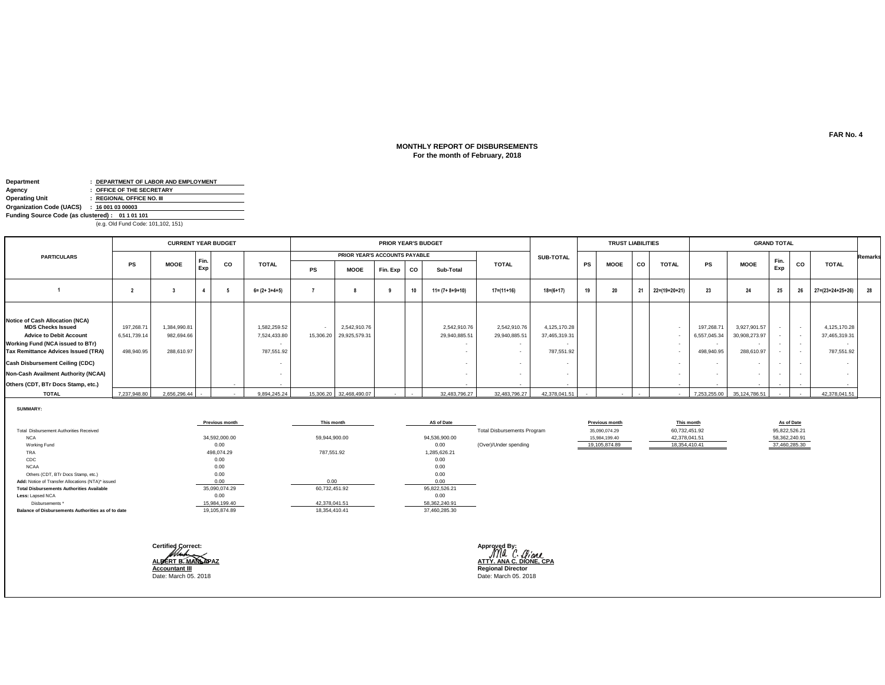FAR No. 4

**MONTHLY REPORT OF DISBURSEMENTS**
**For the month of February, 2018**

**Department** : DEPARTMENT OF LABOR AND EMPLOYMENT
**Agency** : OFFICE OF THE SECRETARY
**Operating Unit** : REGIONAL OFFICE NO. III
**Organization Code (UACS)** : 16 001 03 00003
**Funding Source Code (as clustered)** : 01 1 01 101
(e.g. Old Fund Code: 101,102, 151)

| PARTICULARS | CURRENT YEAR BUDGET | | | | | PRIOR YEAR'S BUDGET | | | | | | SUB-TOTAL | TRUST LIABILITIES | | | | GRAND TOTAL | | | | | Remarks |
|---|---|---|---|---|---|---|---|---|---|---|---|---|---|---|---|---|---|---|---|---|---|---|
| | | | | | | PRIOR YEAR'S ACCOUNTS PAYABLE | | | | | TOTAL | | | | | | | | | | | |
| | PS | MOOE | Fin. Exp | CO | TOTAL | PS | MOOE | Fin. Exp | CO | Sub-Total | | | PS | MOOE | CO | TOTAL | PS | MOOE | Fin. Exp | CO | TOTAL | |
| 1 | 2 | 3 | 4 | 5 | 6= (2+ 3+4+5) | 7 | 8 | 9 | 10 | 11= (7+ 8+9+10) | 17=(11+16) | 18=(6+17) | 19 | 20 | 21 | 22=(19+20+21) | 23 | 24 | 25 | 26 | 27=(23+24+25+26) | 28 |
| Notice of Cash Allocation (NCA) | | | | | | | | | | | | | | | | | | | | | | |
| MDS Checks Issued | 197,268.71 | 1,384,990.81 | | | 1,582,259.52 | - | 2,542,910.76 | | | 2,542,910.76 | 2,542,910.76 | 4,125,170.28 | | | | - | 197,268.71 | 3,927,901.57 | - | - | 4,125,170.28 | |
| Advice to Debit Account | 6,541,739.14 | 982,694.66 | | | 7,524,433.80 | 15,306.20 | 29,925,579.31 | | | 29,940,885.51 | 29,940,885.51 | 37,465,319.31 | | | | - | 6,557,045.34 | 30,908,273.97 | - | - | 37,465,319.31 | |
| Working Fund (NCA issued to BTr) | | | | | - | | | | | - | - | - | | | | - | - | - | - | - | - | |
| Tax Remittance Advices Issued (TRA) | 498,940.95 | 288,610.97 | | | 787,551.92 | | | | | - | - | 787,551.92 | | | | - | 498,940.95 | 288,610.97 | - | - | 787,551.92 | |
| Cash Disbursement Ceiling (CDC) | | | | | - | | | | | - | - | - | | | | - | - | - | - | - | - | |
| Non-Cash Availment Authority (NCAA) | | | | | - | | | | | - | - | - | | | | - | - | - | - | - | - | |
| Others (CDT, BTr Docs Stamp, etc.) | | | | - | - | | | | | - | - | - | | | | - | - | - | - | - | - | |
| TOTAL | 7,237,948.80 | 2,656,296.44 | - | - | 9,894,245.24 | 15,306.20 | 32,468,490.07 | - | - | 32,483,796.27 | 32,483,796.27 | 42,378,041.51 | - | - | - | - | 7,253,255.00 | 35,124,786.51 | - | - | 42,378,041.51 | |

**SUMMARY:**

| | Previous month | This month | AS of Date |
|---|---|---|---|
| Total Disbursement Authorities Received | | | |
| NCA | 34,592,000.00 | 59,944,900.00 | 94,536,900.00 |
| Working Fund | 0.00 | | 0.00 |
| TRA | 498,074.29 | 787,551.92 | 1,285,626.21 |
| CDC | 0.00 | | 0.00 |
| NCAA | 0.00 | | 0.00 |
| Others (CDT, BTr Docs Stamp, etc.) | 0.00 | | 0.00 |
| **Add:** Notice of Transfer Allocations (NTA)* issued | 0.00 | 0.00 | 0.00 |
| **Total Disbursements Authorities Available** | 35,090,074.29 | 60,732,451.92 | 95,822,526.21 |
| **Less:** Lapsed NCA | 0.00 | | 0.00 |
| Disbursements * | 15,984,199.40 | 42,378,041.51 | 58,362,240.91 |
| **Balance of Disbursements Authorities as of to date** | 19,105,874.89 | 18,354,410.41 | 37,460,285.30 |

| | Previous month | This month | As of Date |
|---|---|---|---|
| Total Disbursements Program | 35,090,074.29 | 60,732,451.92 | 95,822,526.21 |
| | 15,984,199.40 | 42,378,041.51 | 58,362,240.91 |
| (Over)/Under spending | 19,105,874.89 | 18,354,410.41 | 37,460,285.30 |

Certified Correct:
**ALBERT B. MANLAPAZ**
**Accountant III**
Date: March 05. 2018

Approved By:
**ATTY. ANA C. DIONE, CPA**
**Regional Director**
Date: March 05. 2018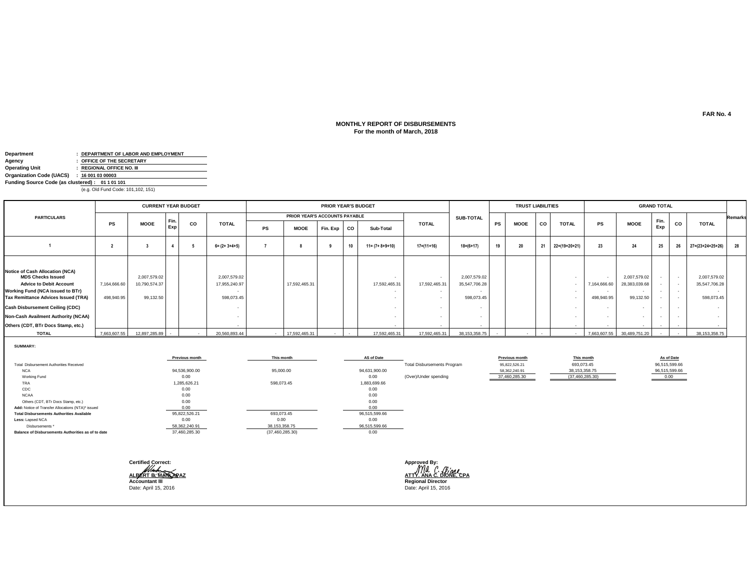FAR No. 4

# MONTHLY REPORT OF DISBURSEMENTS
## For the month of March, 2018

**Department** : **DEPARTMENT OF LABOR AND EMPLOYMENT**
**Agency** : **OFFICE OF THE SECRETARY**
**Operating Unit** : **REGIONAL OFFICE NO. III**
**Organization Code (UACS)** : **16 001 03 00003**
**Funding Source Code (as clustered)** : **01 1 01 101**
(e.g. Old Fund Code: 101,102, 151)

| PARTICULARS | CURRENT YEAR BUDGET | | | | | PRIOR YEAR'S BUDGET | | | | | | SUB-TOTAL | TRUST LIABILITIES | | | | GRAND TOTAL | | | | | Remarks |
|---|---|---|---|---|---|---|---|---|---|---|---|---|---|---|---|---|---|---|---|---|---|---|
| | | | | | | PRIOR YEAR'S ACCOUNTS PAYABLE | | | | | TOTAL | | | | | | | | | | | |
| | PS | MOOE | Fin. Exp | CO | TOTAL | PS | MOOE | Fin. Exp | CO | Sub-Total | | | PS | MOOE | CO | TOTAL | PS | MOOE | Fin. Exp | CO | TOTAL | |
| 1 | 2 | 3 | 4 | 5 | 6= (2+ 3+4+5) | 7 | 8 | 9 | 10 | 11= (7+ 8+9+10) | 17=(11+16) | 18=(6+17) | 19 | 20 | 21 | 22=(19+20+21) | 23 | 24 | 25 | 26 | 27=(23+24+25+26) | 28 |
| **Notice of Cash Allocation (NCA)** | | | | | | | | | | | | | | | | | | | | | | |
| **MDS Checks Issued** | | 2,007,579.02 | | | 2,007,579.02 | | | | | - | - | 2,007,579.02 | | | | - | - | 2,007,579.02 | - | - | 2,007,579.02 | |
| **Advice to Debit Account** | 7,164,666.60 | 10,790,574.37 | | | 17,955,240.97 | | 17,592,465.31 | | | 17,592,465.31 | 17,592,465.31 | 35,547,706.28 | | | | - | 7,164,666.60 | 28,383,039.68 | - | - | 35,547,706.28 | |
| **Working Fund (NCA issued to BTr)** | | | | | - | | | | | - | - | - | | | | - | - | - | - | - | - | |
| **Tax Remittance Advices Issued (TRA)** | 498,940.95 | 99,132.50 | | | 598,073.45 | | | | | - | - | 598,073.45 | | | | - | 498,940.95 | 99,132.50 | - | - | 598,073.45 | |
| **Cash Disbursement Ceiling (CDC)** | | | | | - | | | | | - | - | - | | | | - | - | - | - | - | - | |
| **Non-Cash Availment Authority (NCAA)** | | | | | - | | | | | - | - | - | | | | - | - | - | - | - | - | |
| **Others (CDT, BTr Docs Stamp, etc.)** | | | | | - | | | | | - | - | - | | | | - | - | - | - | - | - | |
| **TOTAL** | 7,663,607.55 | 12,897,285.89 | - | - | 20,560,893.44 | - | 17,592,465.31 | - | - | 17,592,465.31 | 17,592,465.31 | 38,153,358.75 | - | - | - | - | 7,663,607.55 | 30,489,751.20 | - | - | 38,153,358.75 | |

**SUMMARY:**

| | Previous month | This month | AS of Date |
|---|---|---|---|
| Total Disbursement Authorities Received | | | |
| NCA | 94,536,900.00 | 95,000.00 | 94,631,900.00 |
| Working Fund | 0.00 | | 0.00 |
| TRA | 1,285,626.21 | 598,073.45 | 1,883,699.66 |
| CDC | 0.00 | | 0.00 |
| NCAA | 0.00 | | 0.00 |
| Others (CDT, BTr Docs Stamp, etc.) | 0.00 | | 0.00 |
| **Add:** Notice of Transfer Allocations (NTA)* issued | 0.00 | | 0.00 |
| **Total Disbursements Authorities Available** | 95,822,526.21 | 693,073.45 | 96,515,599.66 |
| **Less:** Lapsed NCA | 0.00 | 0.00 | 0.00 |
| Disbursements * | 58,362,240.91 | 38,153,358.75 | 96,515,599.66 |
| **Balance of Disbursements Authorities as of to date** | 37,460,285.30 | (37,460,285.30) | 0.00 |

| | Previous month | This month | As of Date |
|---|---|---|---|
| Total Disbursements Program | 95,822,526.21 | 693,073.45 | 96,515,599.66 |
| | 58,362,240.91 | 38,153,358.75 | 96,515,599.66 |
| (Over)/Under spending | 37,460,285.30 | (37,460,285.30) | 0.00 |

**Certified Correct:**

**ALBERT B. MANLAPAZ**
**Accountant III**
Date: April 15, 2016

**Approved By:**

**ATTY. ANA C. DIONE, CPA**
**Regional Director**
Date: April 15, 2016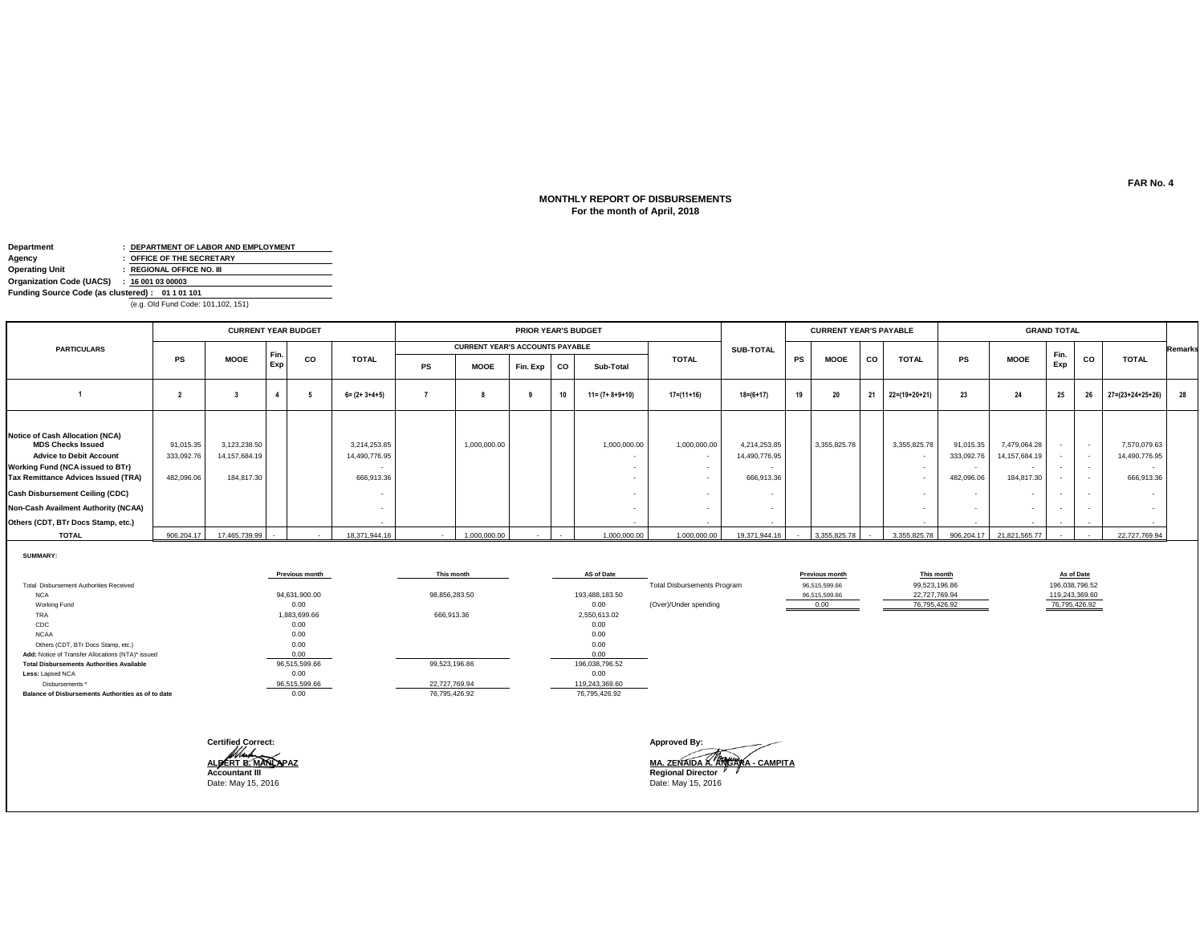FAR No. 4

# MONTHLY REPORT OF DISBURSEMENTS
## For the month of April, 2018

**Department** : DEPARTMENT OF LABOR AND EMPLOYMENT
**Agency** : OFFICE OF THE SECRETARY
**Operating Unit** : REGIONAL OFFICE NO. III
**Organization Code (UACS)** : 16 001 03 00003
**Funding Source Code (as clustered)** : 01 1 01 101
(e.g. Old Fund Code: 101,102, 151)

| PARTICULARS | CURRENT YEAR BUDGET | | | | | PRIOR YEAR'S BUDGET | | | | | | SUB-TOTAL | CURRENT YEAR'S PAYABLE | | | | GRAND TOTAL | | | | | Remarks |
|---|---|---|---|---|---|---|---|---|---|---|---|---|---|---|---|---|---|---|---|---|---|---|
| | | | | | | CURRENT YEAR'S ACCOUNTS PAYABLE | | | | | TOTAL | | | | | | | | | | | |
| | PS | MOOE | Fin. Exp | CO | TOTAL | PS | MOOE | Fin. Exp | CO | Sub-Total | | | PS | MOOE | CO | TOTAL | PS | MOOE | Fin. Exp | CO | TOTAL | |
| 1 | 2 | 3 | 4 | 5 | 6= (2+ 3+4+5) | 7 | 8 | 9 | 10 | 11= (7+ 8+9+10) | 17=(11+16) | 18=(6+17) | 19 | 20 | 21 | 22=(19+20+21) | 23 | 24 | 25 | 26 | 27=(23+24+25+26) | 28 |
| Notice of Cash Allocation (NCA) | | | | | | | | | | | | | | | | | | | | | | |
| MDS Checks Issued | 91,015.35 | 3,123,238.50 | | | 3,214,253.85 | | 1,000,000.00 | | | 1,000,000.00 | 1,000,000.00 | 4,214,253.85 | | 3,355,825.78 | | 3,355,825.78 | 91,015.35 | 7,479,064.28 | - | - | 7,570,079.63 | |
| Advice to Debit Account | 333,092.76 | 14,157,684.19 | | | 14,490,776.95 | | | | | - | - | 14,490,776.95 | | | | - | 333,092.76 | 14,157,684.19 | - | - | 14,490,776.95 | |
| Working Fund (NCA issued to BTr) | | | | | - | | | | | - | - | - | | | | - | - | - | - | - | - | |
| Tax Remittance Advices Issued (TRA) | 482,096.06 | 184,817.30 | | | 666,913.36 | | | | | - | - | 666,913.36 | | | | - | 482,096.06 | 184,817.30 | - | - | 666,913.36 | |
| Cash Disbursement Ceiling (CDC) | | | | | - | | | | | - | - | - | | | | - | - | - | - | - | - | |
| Non-Cash Availment Authority (NCAA) | | | | | - | | | | | - | - | - | | | | - | - | - | - | - | - | |
| Others (CDT, BTr Docs Stamp, etc.) | | | | | - | | | | | - | - | - | | | | - | - | - | - | - | - | |
| TOTAL | 906,204.17 | 17,465,739.99 | - | - | 18,371,944.16 | - | 1,000,000.00 | - | - | 1,000,000.00 | 1,000,000.00 | 19,371,944.16 | - | 3,355,825.78 | - | 3,355,825.78 | 906,204.17 | 21,821,565.77 | - | - | 22,727,769.94 | |

**SUMMARY:**

| | Previous month | This month | AS of Date |
|---|---|---|---|
| Total Disbursement Authorities Received | | | |
| NCA | 94,631,900.00 | 98,856,283.50 | 193,488,183.50 |
| Working Fund | 0.00 | | 0.00 |
| TRA | 1,883,699.66 | 666,913.36 | 2,550,613.02 |
| CDC | 0.00 | | 0.00 |
| NCAA | 0.00 | | 0.00 |
| Others (CDT, BTr Docs Stamp, etc.) | 0.00 | | 0.00 |
| Add: Notice of Transfer Allocations (NTA)* issued | 0.00 | | 0.00 |
| Total Disbursements Authorities Available | 96,515,599.66 | 99,523,196.86 | 196,038,796.52 |
| Less: Lapsed NCA | 0.00 | | 0.00 |
| Disbursements * | 96,515,599.66 | 22,727,769.94 | 119,243,369.60 |
| Balance of Disbursements Authorities as of to date | 0.00 | 76,795,426.92 | 76,795,426.92 |

| | Previous month | This month | As of Date |
|---|---|---|---|
| Total Disbursements Program | 96,515,599.66 | 99,523,196.86 | 196,038,796.52 |
| | 96,515,599.66 | 22,727,769.94 | 119,243,369.60 |
| (Over)/Under spending | 0.00 | 76,795,426.92 | 76,795,426.92 |

Certified Correct:

**ALBERT B. MANLAPAZ**
**Accountant III**
Date: May 15, 2016

Approved By:

**MA. ZENAIDA A. ANGARA - CAMPITA**
**Regional Director**
Date: May 15, 2016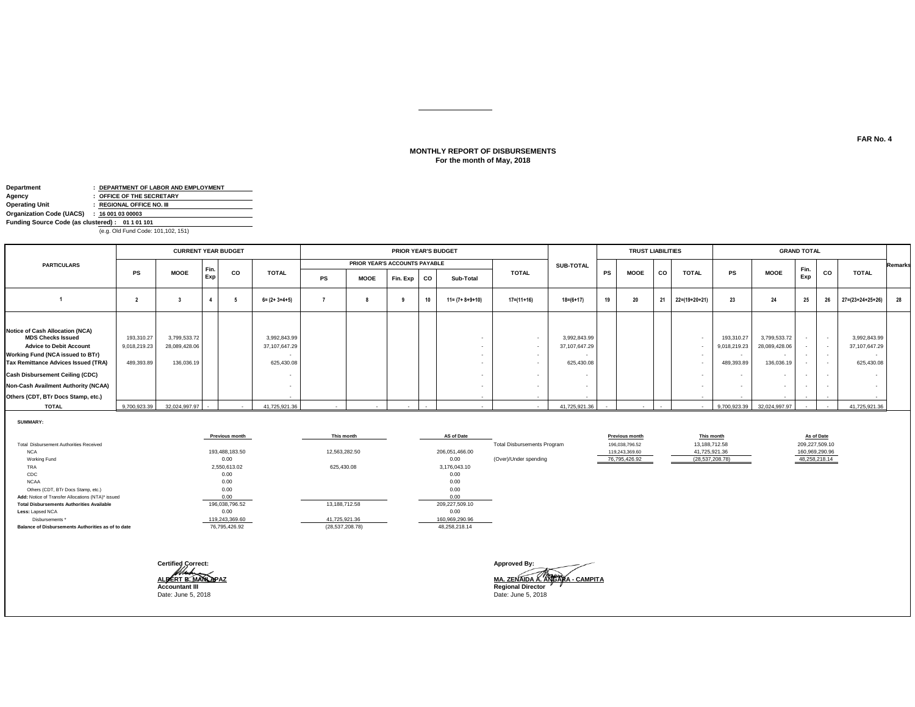FAR No. 4

## MONTHLY REPORT OF DISBURSEMENTS
**For the month of May, 2018**

**Department** : DEPARTMENT OF LABOR AND EMPLOYMENT
**Agency** : OFFICE OF THE SECRETARY
**Operating Unit** : REGIONAL OFFICE NO. III
**Organization Code (UACS)** : 16 001 03 00003
**Funding Source Code (as clustered)** : 01 1 01 101
(e.g. Old Fund Code: 101,102, 151)

| PARTICULARS | CURRENT YEAR BUDGET | | | | | PRIOR YEAR'S BUDGET | | | | | | SUB-TOTAL | TRUST LIABILITIES | | | | GRAND TOTAL | | | | | Remarks |
|---|---|---|---|---|---|---|---|---|---|---|---|---|---|---|---|---|---|---|---|---|---|---|
| | | | | | | PRIOR YEAR'S ACCOUNTS PAYABLE | | | | | TOTAL | | | | | | | | | | | |
| | PS | MOOE | Fin. Exp | CO | TOTAL | PS | MOOE | Fin. Exp | CO | Sub-Total | | | PS | MOOE | CO | TOTAL | PS | MOOE | Fin. Exp | CO | TOTAL | |
| 1 | 2 | 3 | 4 | 5 | 6= (2+ 3+4+5) | 7 | 8 | 9 | 10 | 11= (7+ 8+9+10) | 17=(11+16) | 18=(6+17) | 19 | 20 | 21 | 22=(19+20+21) | 23 | 24 | 25 | 26 | 27=(23+24+25+26) | 28 |
| Notice of Cash Allocation (NCA) | | | | | | | | | | | | | | | | | | | | | | |
| MDS Checks Issued | 193,310.27 | 3,799,533.72 | | | 3,992,843.99 | | | | | - | - | 3,992,843.99 | | | | - | 193,310.27 | 3,799,533.72 | - | - | 3,992,843.99 | |
| Advice to Debit Account | 9,018,219.23 | 28,089,428.06 | | | 37,107,647.29 | | | | | - | - | 37,107,647.29 | | | | - | 9,018,219.23 | 28,089,428.06 | - | - | 37,107,647.29 | |
| Working Fund (NCA issued to BTr) | | | | | - | | | | | - | - | - | | | | - | - | - | - | - | - | |
| Tax Remittance Advices Issued (TRA) | 489,393.89 | 136,036.19 | | | 625,430.08 | | | | | - | - | 625,430.08 | | | | - | 489,393.89 | 136,036.19 | - | - | 625,430.08 | |
| Cash Disbursement Ceiling (CDC) | | | | | - | | | | | - | - | - | | | | - | - | - | - | - | - | |
| Non-Cash Availment Authority (NCAA) | | | | | - | | | | | - | - | - | | | | - | - | - | - | - | - | |
| Others (CDT, BTr Docs Stamp, etc.) | | | | | - | | | | | - | - | - | | | | - | - | - | - | - | - | |
| TOTAL | 9,700,923.39 | 32,024,997.97 | - | - | 41,725,921.36 | - | - | - | - | - | - | 41,725,921.36 | - | - | - | - | 9,700,923.39 | 32,024,997.97 | - | - | 41,725,921.36 | |

**SUMMARY:**

| | Previous month | This month | AS of Date |
|---|---|---|---|
| Total Disbursement Authorities Received | | | |
| NCA | 193,488,183.50 | 12,563,282.50 | 206,051,466.00 |
| Working Fund | 0.00 | | 0.00 |
| TRA | 2,550,613.02 | 625,430.08 | 3,176,043.10 |
| CDC | 0.00 | | 0.00 |
| NCAA | 0.00 | | 0.00 |
| Others (CDT, BTr Docs Stamp, etc.) | 0.00 | | 0.00 |
| Add: Notice of Transfer Allocations (NTA)* issued | 0.00 | | 0.00 |
| Total Disbursements Authorities Available | 196,038,796.52 | 13,188,712.58 | 209,227,509.10 |
| Less: Lapsed NCA | 0.00 | | 0.00 |
| Disbursements * | 119,243,369.60 | 41,725,921.36 | 160,969,290.96 |
| Balance of Disbursements Authorities as of to date | 76,795,426.92 | (28,537,208.78) | 48,258,218.14 |

| | Previous month | This month | As of Date |
|---|---|---|---|
| Total Disbursements Program | 196,038,796.52 | 13,188,712.58 | 209,227,509.10 |
| | 119,243,369.60 | 41,725,921.36 | 160,969,290.96 |
| (Over)/Under spending | 76,795,426.92 | (28,537,208.78) | 48,258,218.14 |

Certified Correct:

**ALBERT B. MANLAPAZ**
**Accountant III**
Date: June 5, 2018

Approved By:

**MA. ZENAIDA A. ANGARA - CAMPITA**
**Regional Director**
Date: June 5, 2018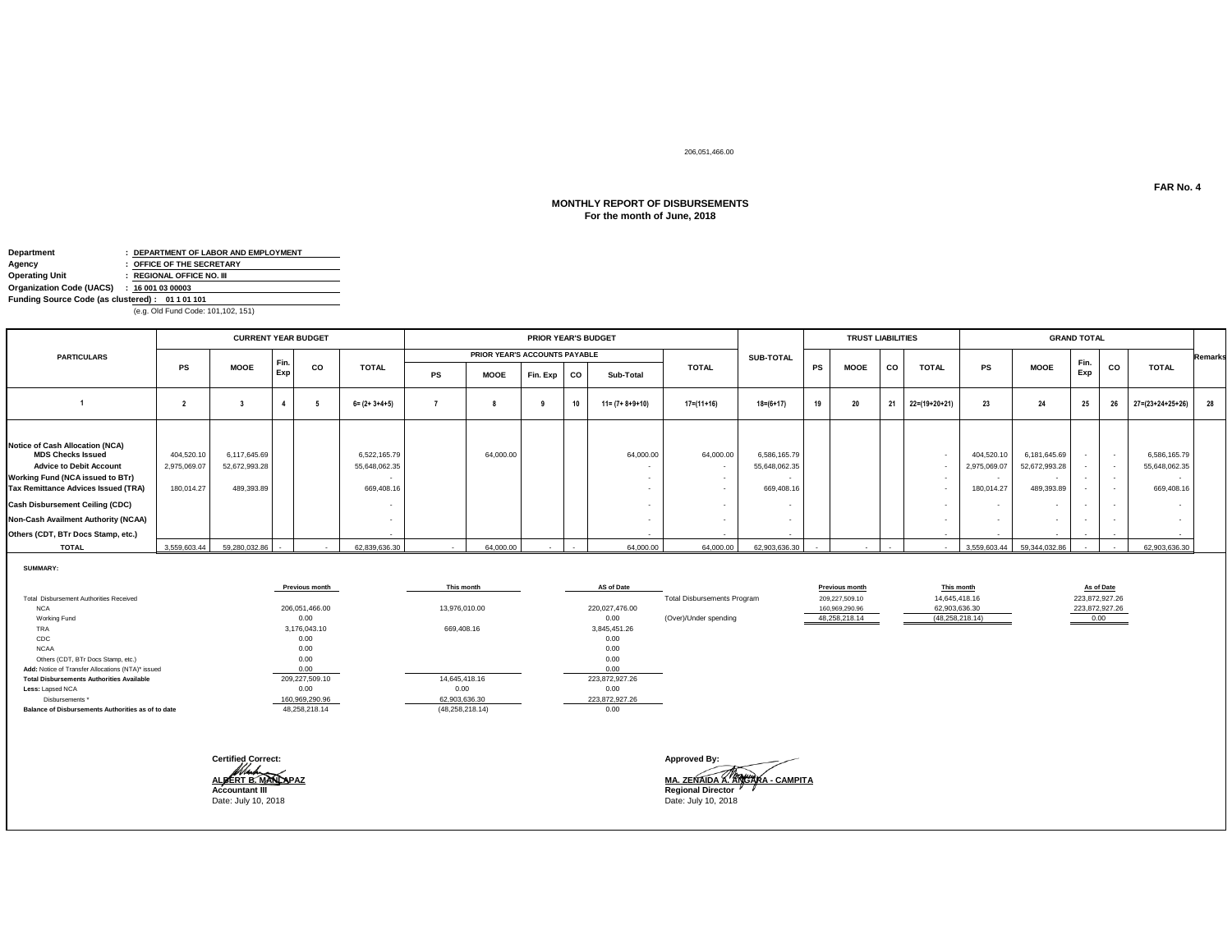206,051,466.00

**FAR No. 4**

## MONTHLY REPORT OF DISBURSEMENTS
**For the month of June, 2018**

**Department** : DEPARTMENT OF LABOR AND EMPLOYMENT
**Agency** : OFFICE OF THE SECRETARY
**Operating Unit** : REGIONAL OFFICE NO. III
**Organization Code (UACS)** : 16 001 03 00003
**Funding Source Code (as clustered)** : 01 1 01 101
(e.g. Old Fund Code: 101,102, 151)

| PARTICULARS | CURRENT YEAR BUDGET | | | | | PRIOR YEAR'S BUDGET | | | | | | SUB-TOTAL | TRUST LIABILITIES | | | | GRAND TOTAL | | | | | Remarks |
|---|---|---|---|---|---|---|---|---|---|---|---|---|---|---|---|---|---|---|---|---|---|---|
| | | | | | | PRIOR YEAR'S ACCOUNTS PAYABLE | | | | | TOTAL | | | | | | | | | | | |
| | PS | MOOE | Fin. Exp | CO | TOTAL | PS | MOOE | Fin. Exp | CO | Sub-Total | | | PS | MOOE | CO | TOTAL | PS | MOOE | Fin. Exp | CO | TOTAL | |
| 1 | 2 | 3 | 4 | 5 | 6= (2+ 3+4+5) | 7 | 8 | 9 | 10 | 11= (7+ 8+9+10) | 17=(11+16) | 18=(6+17) | 19 | 20 | 21 | 22=(19+20+21) | 23 | 24 | 25 | 26 | 27=(23+24+25+26) | 28 |
| **Notice of Cash Allocation (NCA)** | | | | | | | | | | | | | | | | | | | | | | |
| **MDS Checks Issued** | 404,520.10 | 6,117,645.69 | | | 6,522,165.79 | | 64,000.00 | | | 64,000.00 | 64,000.00 | 6,586,165.79 | | | | - | 404,520.10 | 6,181,645.69 | - | - | 6,586,165.79 | |
| **Advice to Debit Account** | 2,975,069.07 | 52,672,993.28 | | | 55,648,062.35 | | | | | - | - | 55,648,062.35 | | | | - | 2,975,069.07 | 52,672,993.28 | - | - | 55,648,062.35 | |
| **Working Fund (NCA issued to BTr)** | | | | | - | | | | | - | - | - | | | | - | - | - | - | - | - | |
| **Tax Remittance Advices Issued (TRA)** | 180,014.27 | 489,393.89 | | | 669,408.16 | | | | | - | - | 669,408.16 | | | | - | 180,014.27 | 489,393.89 | - | - | 669,408.16 | |
| **Cash Disbursement Ceiling (CDC)** | | | | | - | | | | | - | - | - | | | | - | - | - | - | - | - | |
| **Non-Cash Availment Authority (NCAA)** | | | | | - | | | | | - | - | - | | | | - | - | - | - | - | - | |
| **Others (CDT, BTr Docs Stamp, etc.)** | | | | | - | | | | | - | - | - | | | | - | - | - | - | - | - | |
| **TOTAL** | 3,559,603.44 | 59,280,032.86 | - | - | 62,839,636.30 | - | 64,000.00 | - | - | 64,000.00 | 64,000.00 | 62,903,636.30 | - | - | - | - | 3,559,603.44 | 59,344,032.86 | - | - | 62,903,636.30 | |

**SUMMARY:**

| | Previous month | This month | AS of Date |
|---|---|---|---|
| Total Disbursement Authorities Received | | | |
| NCA | 206,051,466.00 | 13,976,010.00 | 220,027,476.00 |
| Working Fund | 0.00 | | 0.00 |
| TRA | 3,176,043.10 | 669,408.16 | 3,845,451.26 |
| CDC | 0.00 | | 0.00 |
| NCAA | 0.00 | | 0.00 |
| Others (CDT, BTr Docs Stamp, etc.) | 0.00 | | 0.00 |
| Add: Notice of Transfer Allocations (NTA)* issued | 0.00 | | 0.00 |
| **Total Disbursements Authorities Available** | 209,227,509.10 | 14,645,418.16 | 223,872,927.26 |
| **Less:** Lapsed NCA | 0.00 | 0.00 | 0.00 |
| Disbursements * | 160,969,290.96 | 62,903,636.30 | 223,872,927.26 |
| **Balance of Disbursements Authorities as of to date** | 48,258,218.14 | (48,258,218.14) | 0.00 |

| | Previous month | This month | As of Date |
|---|---|---|---|
| Total Disbursements Program | 209,227,509.10 | 14,645,418.16 | 223,872,927.26 |
| | 160,969,290.96 | 62,903,636.30 | 223,872,927.26 |
| (Over)/Under spending | 48,258,218.14 | (48,258,218.14) | 0.00 |

**Certified Correct:**

**ALBERT B. MANLAPAZ**
**Accountant III**
Date: July 10, 2018

**Approved By:**

**MA. ZENAIDA A. ANGARA - CAMPITA**
**Regional Director**
Date: July 10, 2018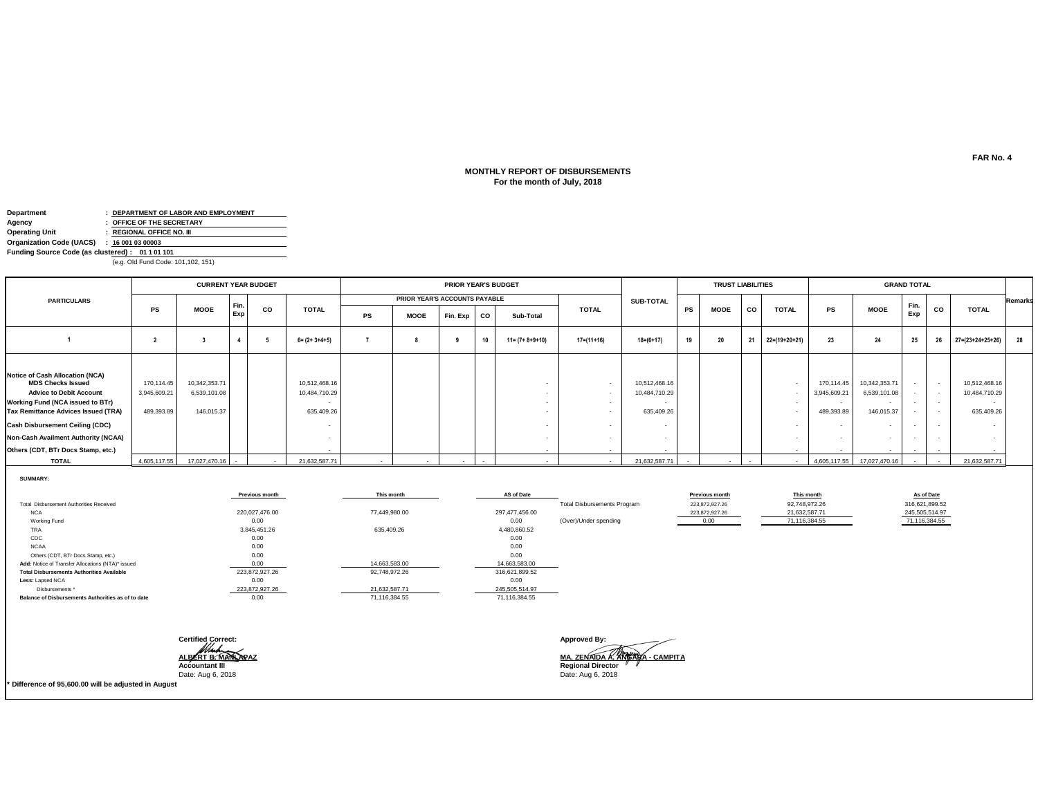FAR No. 4

# MONTHLY REPORT OF DISBURSEMENTS
**For the month of July, 2018**

**Department** : DEPARTMENT OF LABOR AND EMPLOYMENT
**Agency** : OFFICE OF THE SECRETARY
**Operating Unit** : REGIONAL OFFICE NO. III
**Organization Code (UACS)** : 16 001 03 00003
**Funding Source Code (as clustered)** : 01 1 01 101
(e.g. Old Fund Code: 101,102, 151)

| PARTICULARS | CURRENT YEAR BUDGET | | | | | PRIOR YEAR'S BUDGET | | | | | | SUB-TOTAL | TRUST LIABILITIES | | | | GRAND TOTAL | | | | | Remarks |
|---|---|---|---|---|---|---|---|---|---|---|---|---|---|---|---|---|---|---|---|---|---|---|
| | | | | | | PRIOR YEAR'S ACCOUNTS PAYABLE | | | | | TOTAL | | | | | | | | | | | |
| | PS | MOOE | Fin. Exp | CO | TOTAL | PS | MOOE | Fin. Exp | CO | Sub-Total | | | PS | MOOE | CO | TOTAL | PS | MOOE | Fin. Exp | CO | TOTAL | |
| 1 | 2 | 3 | 4 | 5 | 6= (2+ 3+4+5) | 7 | 8 | 9 | 10 | 11= (7+ 8+9+10) | 17=(11+16) | 18=(6+17) | 19 | 20 | 21 | 22=(19+20+21) | 23 | 24 | 25 | 26 | 27=(23+24+25+26) | 28 |
| Notice of Cash Allocation (NCA) | | | | | | | | | | | | | | | | | | | | | | |
| MDS Checks Issued | 170,114.45 | 10,342,353.71 | | | 10,512,468.16 | | | | | - | - | 10,512,468.16 | | | | - | 170,114.45 | 10,342,353.71 | - | - | 10,512,468.16 | |
| Advice to Debit Account | 3,945,609.21 | 6,539,101.08 | | | 10,484,710.29 | | | | | - | - | 10,484,710.29 | | | | - | 3,945,609.21 | 6,539,101.08 | - | - | 10,484,710.29 | |
| Working Fund (NCA issued to BTr) | | | | | - | | | | | - | - | - | | | | - | - | - | - | - | - | |
| Tax Remittance Advices Issued (TRA) | 489,393.89 | 146,015.37 | | | 635,409.26 | | | | | - | - | 635,409.26 | | | | - | 489,393.89 | 146,015.37 | - | - | 635,409.26 | |
| Cash Disbursement Ceiling (CDC) | | | | | - | | | | | - | - | - | | | | - | - | - | - | - | - | |
| Non-Cash Availment Authority (NCAA) | | | | | - | | | | | - | - | - | | | | - | - | - | - | - | - | |
| Others (CDT, BTr Docs Stamp, etc.) | | | | | - | | | | | - | - | - | | | | - | - | - | - | - | - | |
| TOTAL | 4,605,117.55 | 17,027,470.16 | - | - | 21,632,587.71 | - | - | - | - | - | - | 21,632,587.71 | - | - | - | - | 4,605,117.55 | 17,027,470.16 | - | - | 21,632,587.71 | |

**SUMMARY:**

| | Previous month | This month | AS of Date |
|---|---|---|---|
| Total Disbursement Authorities Received | | | |
| NCA | 220,027,476.00 | 77,449,980.00 | 297,477,456.00 |
| Working Fund | 0.00 | | 0.00 |
| TRA | 3,845,451.26 | 635,409.26 | 4,480,860.52 |
| CDC | 0.00 | | 0.00 |
| NCAA | 0.00 | | 0.00 |
| Others (CDT, BTr Docs Stamp, etc.) | 0.00 | | 0.00 |
| Add: Notice of Transfer Allocations (NTA)* issued | 0.00 | 14,663,583.00 | 14,663,583.00 |
| Total Disbursements Authorities Available | 223,872,927.26 | 92,748,972.26 | 316,621,899.52 |
| Less: Lapsed NCA | 0.00 | | 0.00 |
| Disbursements * | 223,872,927.26 | 21,632,587.71 | 245,505,514.97 |
| Balance of Disbursements Authorities as of to date | 0.00 | 71,116,384.55 | 71,116,384.55 |

| | Previous month | This month | As of Date |
|---|---|---|---|
| Total Disbursements Program | 223,872,927.26 | 92,748,972.26 | 316,621,899.52 |
| | 223,872,927.26 | 21,632,587.71 | 245,505,514.97 |
| (Over)/Under spending | 0.00 | 71,116,384.55 | 71,116,384.55 |

**Certified Correct:**

**ALBERT B. MANLAPAZ**
**Accountant III**
Date: Aug 6, 2018

**Approved By:**

**MA. ZENAIDA A. ANGARA - CAMPITA**
**Regional Director**
Date: Aug 6, 2018

**\* Difference of 95,600.00 will be adjusted in August**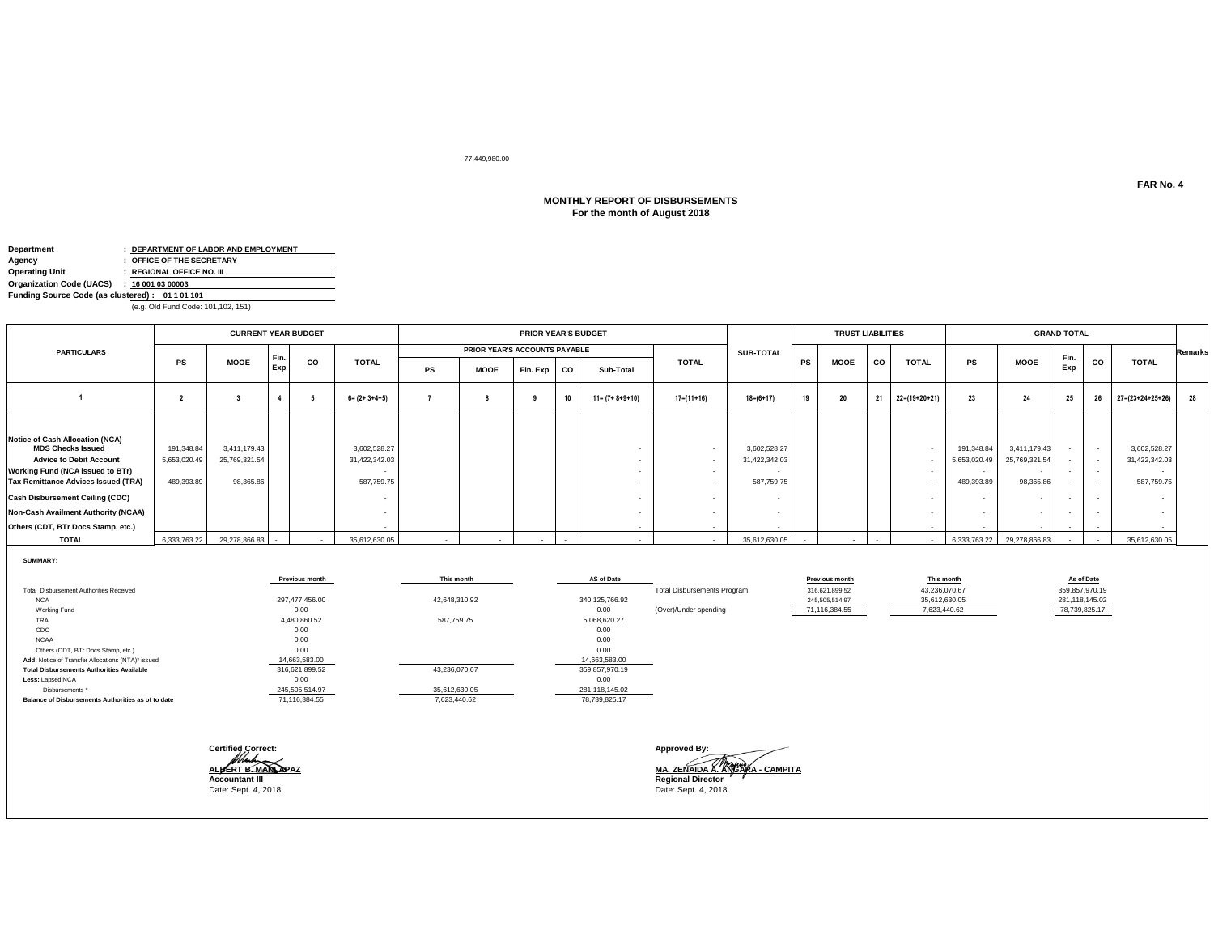77,449,980.00

**FAR No. 4**

## MONTHLY REPORT OF DISBURSEMENTS
**For the month of August 2018**

**Department** : DEPARTMENT OF LABOR AND EMPLOYMENT
**Agency** : OFFICE OF THE SECRETARY
**Operating Unit** : REGIONAL OFFICE NO. III
**Organization Code (UACS)** : 16 001 03 00003
**Funding Source Code (as clustered)** : 01 1 01 101
(e.g. Old Fund Code: 101,102, 151)

| PARTICULARS | CURRENT YEAR BUDGET | | | | | PRIOR YEAR'S BUDGET | | | | | | SUB-TOTAL | TRUST LIABILITIES | | | | GRAND TOTAL | | | | | Remarks |
|---|---|---|---|---|---|---|---|---|---|---|---|---|---|---|---|---|---|---|---|---|---|---|
| | | | | | | PRIOR YEAR'S ACCOUNTS PAYABLE | | | | | TOTAL | | | | | | | | | | | |
| | PS | MOOE | Fin. Exp | CO | TOTAL | PS | MOOE | Fin. Exp | CO | Sub-Total | | | PS | MOOE | CO | TOTAL | PS | MOOE | Fin. Exp | CO | TOTAL | |
| 1 | 2 | 3 | 4 | 5 | 6= (2+ 3+4+5) | 7 | 8 | 9 | 10 | 11= (7+ 8+9+10) | 17=(11+16) | 18=(6+17) | 19 | 20 | 21 | 22=(19+20+21) | 23 | 24 | 25 | 26 | 27=(23+24+25+26) | 28 |
| **Notice of Cash Allocation (NCA)** | | | | | | | | | | | | | | | | | | | | | | |
| **MDS Checks Issued** | 191,348.84 | 3,411,179.43 | | | 3,602,528.27 | | | | | - | - | 3,602,528.27 | | | | - | 191,348.84 | 3,411,179.43 | - | - | 3,602,528.27 | |
| **Advice to Debit Account** | 5,653,020.49 | 25,769,321.54 | | | 31,422,342.03 | | | | | - | - | 31,422,342.03 | | | | - | 5,653,020.49 | 25,769,321.54 | - | - | 31,422,342.03 | |
| **Working Fund (NCA issued to BTr)** | | | | | - | | | | | - | - | - | | | | - | - | - | - | - | - | |
| **Tax Remittance Advices Issued (TRA)** | 489,393.89 | 98,365.86 | | | 587,759.75 | | | | | - | - | 587,759.75 | | | | - | 489,393.89 | 98,365.86 | - | - | 587,759.75 | |
| **Cash Disbursement Ceiling (CDC)** | | | | | - | | | | | - | - | - | | | | - | - | - | - | - | - | |
| **Non-Cash Availment Authority (NCAA)** | | | | | - | | | | | - | - | - | | | | - | - | - | - | - | - | |
| **Others (CDT, BTr Docs Stamp, etc.)** | | | | | - | | | | | - | - | - | | | | - | - | - | - | - | - | |
| **TOTAL** | 6,333,763.22 | 29,278,866.83 | - | - | 35,612,630.05 | - | - | - | - | - | - | 35,612,630.05 | - | - | - | - | 6,333,763.22 | 29,278,866.83 | - | - | 35,612,630.05 | |

**SUMMARY:**

| | Previous month | This month | AS of Date |
|---|---|---|---|
| Total Disbursement Authorities Received | | | |
| NCA | 297,477,456.00 | 42,648,310.92 | 340,125,766.92 |
| Working Fund | 0.00 | | 0.00 |
| TRA | 4,480,860.52 | 587,759.75 | 5,068,620.27 |
| CDC | 0.00 | | 0.00 |
| NCAA | 0.00 | | 0.00 |
| Others (CDT, BTr Docs Stamp, etc.) | 0.00 | | 0.00 |
| **Add:** Notice of Transfer Allocations (NTA)* issued | 14,663,583.00 | | 14,663,583.00 |
| **Total Disbursements Authorities Available** | 316,621,899.52 | 43,236,070.67 | 359,857,970.19 |
| **Less:** Lapsed NCA | 0.00 | | 0.00 |
| Disbursements * | 245,505,514.97 | 35,612,630.05 | 281,118,145.02 |
| **Balance of Disbursements Authorities as of to date** | 71,116,384.55 | 7,623,440.62 | 78,739,825.17 |

| | Previous month | This month | As of Date |
|---|---|---|---|
| Total Disbursements Program | 316,621,899.52 | 43,236,070.67 | 359,857,970.19 |
| | 245,505,514.97 | 35,612,630.05 | 281,118,145.02 |
| (Over)/Under spending | 71,116,384.55 | 7,623,440.62 | 78,739,825.17 |

**Certified Correct:**

**ALBERT B. MANLAPAZ**
**Accountant III**
Date: Sept. 4, 2018

**Approved By:**

**MA. ZENAIDA A. ANGARA - CAMPITA**
**Regional Director**
Date: Sept. 4, 2018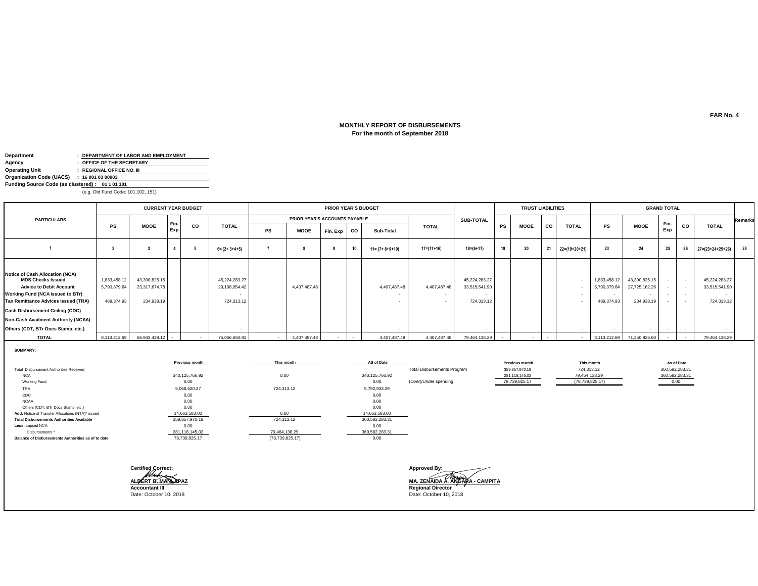FAR No. 4

# MONTHLY REPORT OF DISBURSEMENTS
## For the month of September 2018

**Department** : DEPARTMENT OF LABOR AND EMPLOYMENT
**Agency** : OFFICE OF THE SECRETARY
**Operating Unit** : REGIONAL OFFICE NO. III
**Organization Code (UACS)** : 16 001 03 00003
**Funding Source Code (as clustered)** : 01 1 01 101
(e.g. Old Fund Code: 101,102, 151)

| PARTICULARS | CURRENT YEAR BUDGET | | | | | PRIOR YEAR'S BUDGET | | | | | | SUB-TOTAL | TRUST LIABILITIES | | | | GRAND TOTAL | | | | | Remarks |
|---|---|---|---|---|---|---|---|---|---|---|---|---|---|---|---|---|---|---|---|---|---|---|
| | | | | | | PRIOR YEAR'S ACCOUNTS PAYABLE | | | | | TOTAL | | | | | | | | | | | |
| | PS | MOOE | Fin. Exp | CO | TOTAL | PS | MOOE | Fin. Exp | CO | Sub-Total | | | PS | MOOE | CO | TOTAL | PS | MOOE | Fin. Exp | CO | TOTAL | |
| 1 | 2 | 3 | 4 | 5 | 6= (2+ 3+4+5) | 7 | 8 | 9 | 10 | 11= (7+ 8+9+10) | 17=(11+16) | 18=(6+17) | 19 | 20 | 21 | 22=(19+20+21) | 23 | 24 | 25 | 26 | 27=(23+24+25+26) | 28 |
| **Notice of Cash Allocation (NCA)** | | | | | | | | | | | | | | | | | | | | | | |
| **MDS Checks Issued** | 1,833,458.12 | 43,390,825.15 | | | 45,224,283.27 | | | | | - | - | 45,224,283.27 | | | | - | 1,833,458.12 | 43,390,825.15 | - | - | 45,224,283.27 | |
| **Advice to Debit Account** | 5,790,379.64 | 23,317,674.78 | | | 29,108,054.42 | | 4,407,487.48 | | | 4,407,487.48 | 4,407,487.48 | 33,515,541.90 | | | | - | 5,790,379.64 | 27,725,162.26 | - | - | 33,515,541.90 | |
| **Working Fund (NCA issued to BTr)** | | | | | - | | | | | - | - | - | | | | - | - | - | - | - | - | |
| **Tax Remittance Advices Issued (TRA)** | 489,374.93 | 234,938.19 | | | 724,313.12 | | | | | - | - | 724,313.12 | | | | - | 489,374.93 | 234,938.19 | - | - | 724,313.12 | |
| **Cash Disbursement Ceiling (CDC)** | | | | | - | | | | | - | - | - | | | | - | - | - | - | - | - | |
| **Non-Cash Availment Authority (NCAA)** | | | | | - | | | | | - | - | - | | | | - | - | - | - | - | - | |
| **Others (CDT, BTr Docs Stamp, etc.)** | | | | | - | | | | | - | - | - | | | | - | - | - | - | - | - | |
| **TOTAL** | 8,113,212.69 | 66,943,438.12 | - | - | 75,056,650.81 | - | 4,407,487.48 | - | - | 4,407,487.48 | 4,407,487.48 | 79,464,138.29 | - | - | - | - | 8,113,212.69 | 71,350,925.60 | - | - | 79,464,138.29 | |

**SUMMARY:**

| | Previous month | This month | AS of Date |
|---|---|---|---|
| Total Disbursement Authorities Received | | | |
| NCA | 340,125,766.92 | 0.00 | 340,125,766.92 |
| Working Fund | 0.00 | | 0.00 |
| TRA | 5,068,620.27 | 724,313.12 | 5,792,933.39 |
| CDC | 0.00 | | 0.00 |
| NCAA | 0.00 | | 0.00 |
| Others (CDT, BTr Docs Stamp, etc.) | 0.00 | | 0.00 |
| **Add:** Notice of Transfer Allocations (NTA)* issued | 14,663,583.00 | 0.00 | 14,663,583.00 |
| **Total Disbursements Authorities Available** | 359,857,970.19 | 724,313.12 | 360,582,283.31 |
| **Less:** Lapsed NCA | 0.00 | | 0.00 |
| Disbursements * | 281,118,145.02 | 79,464,138.29 | 360,582,283.31 |
| **Balance of Disbursements Authorities as of to date** | 78,739,825.17 | (78,739,825.17) | 0.00 |

| | Previous month | This month | As of Date |
|---|---|---|---|
| Total Disbursements Program | 359,857,970.19 | 724,313.12 | 360,582,283.31 |
| | 281,118,145.02 | 79,464,138.29 | 360,582,283.31 |
| (Over)/Under spending | 78,739,825.17 | (78,739,825.17) | 0.00 |

**Certified Correct:**

**ALBERT B. MANLAPAZ**
**Accountant III**
Date: October 10, 2018

**Approved By:**

**MA. ZENAIDA A. ANGARA - CAMPITA**
**Regional Director**
Date: October 10, 2018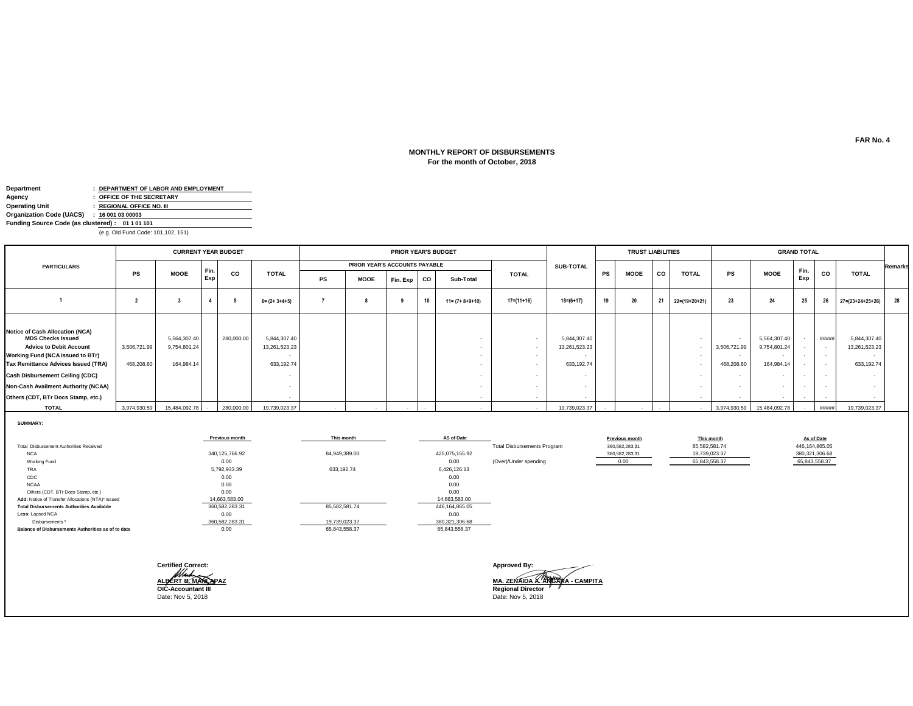FAR No. 4

# MONTHLY REPORT OF DISBURSEMENTS
## For the month of October, 2018

**Department** : DEPARTMENT OF LABOR AND EMPLOYMENT
**Agency** : OFFICE OF THE SECRETARY
**Operating Unit** : REGIONAL OFFICE NO. III
**Organization Code (UACS)** : 16 001 03 00003
**Funding Source Code (as clustered)** : 01 1 01 101
(e.g. Old Fund Code: 101,102, 151)

| PARTICULARS | CURRENT YEAR BUDGET | | | | | PRIOR YEAR'S BUDGET | | | | | | SUB-TOTAL | TRUST LIABILITIES | | | | GRAND TOTAL | | | | | Remarks |
|---|---|---|---|---|---|---|---|---|---|---|---|---|---|---|---|---|---|---|---|---|---|---|
| | | | | | | PRIOR YEAR'S ACCOUNTS PAYABLE | | | | | TOTAL | | | | | | | | | | | |
| | PS | MOOE | Fin. Exp | CO | TOTAL | PS | MOOE | Fin. Exp | CO | Sub-Total | | | PS | MOOE | CO | TOTAL | PS | MOOE | Fin. Exp | CO | TOTAL | |
| 1 | 2 | 3 | 4 | 5 | 6= (2+ 3+4+5) | 7 | 8 | 9 | 10 | 11= (7+ 8+9+10) | 17=(11+16) | 18=(6+17) | 19 | 20 | 21 | 22=(19+20+21) | 23 | 24 | 25 | 26 | 27=(23+24+25+26) | 28 |
| Notice of Cash Allocation (NCA) | | | | | | | | | | | | | | | | | | | | | | |
| MDS Checks Issued | | 5,564,307.40 | | 280,000.00 | 5,844,307.40 | | | | | - | - | 5,844,307.40 | | | | - | - | 5,564,307.40 | - | ##### | 5,844,307.40 | |
| Advice to Debit Account | 3,506,721.99 | 9,754,801.24 | | | 13,261,523.23 | | | | | - | - | 13,261,523.23 | | | | - | 3,506,721.99 | 9,754,801.24 | - | - | 13,261,523.23 | |
| Working Fund (NCA issued to BTr) | | | | | - | | | | | - | - | - | | | | - | - | - | - | - | - | |
| Tax Remittance Advices Issued (TRA) | 468,208.60 | 164,984.14 | | | 633,192.74 | | | | | - | - | 633,192.74 | | | | - | 468,208.60 | 164,984.14 | - | - | 633,192.74 | |
| Cash Disbursement Ceiling (CDC) | | | | | - | | | | | - | - | - | | | | - | - | - | - | - | - | |
| Non-Cash Availment Authority (NCAA) | | | | | - | | | | | - | - | - | | | | - | - | - | - | - | - | |
| Others (CDT, BTr Docs Stamp, etc.) | | | | | - | | | | | - | - | - | | | | - | - | - | - | - | - | |
| TOTAL | 3,974,930.59 | 15,484,092.78 | - | 280,000.00 | 19,739,023.37 | - | - | - | - | - | - | 19,739,023.37 | - | - | - | - | 3,974,930.59 | 15,484,092.78 | - | ##### | 19,739,023.37 | |

**SUMMARY:**

| | Previous month | This month | AS of Date |
|---|---|---|---|
| Total Disbursement Authorities Received | | | |
| NCA | 340,125,766.92 | 84,949,389.00 | 425,075,155.92 |
| Working Fund | 0.00 | | 0.00 |
| TRA | 5,792,933.39 | 633,192.74 | 6,426,126.13 |
| CDC | 0.00 | | 0.00 |
| NCAA | 0.00 | | 0.00 |
| Others (CDT, BTr Docs Stamp, etc.) | 0.00 | | 0.00 |
| Add: Notice of Transfer Allocations (NTA)* issued | 14,663,583.00 | | 14,663,583.00 |
| Total Disbursements Authorities Available | 360,582,283.31 | 85,582,581.74 | 446,164,865.05 |
| Less: Lapsed NCA | 0.00 | | 0.00 |
| Disbursements * | 360,582,283.31 | 19,739,023.37 | 380,321,306.68 |
| Balance of Disbursements Authorities as of to date | 0.00 | 65,843,558.37 | 65,843,558.37 |

| | Previous month | This month | As of Date |
|---|---|---|---|
| Total Disbursements Program | 360,582,283.31 | 85,582,581.74 | 446,164,865.05 |
| | 360,582,283.31 | 19,739,023.37 | 380,321,306.68 |
| (Over)/Under spending | 0.00 | 65,843,558.37 | 65,843,558.37 |

Certified Correct:

**ALBERT B. MANLAPAZ**
**OIC-Accountant III**
Date: Nov 5, 2018

Approved By:

**MA. ZENAIDA A. ANGARA - CAMPITA**
**Regional Director**
Date: Nov 5, 2018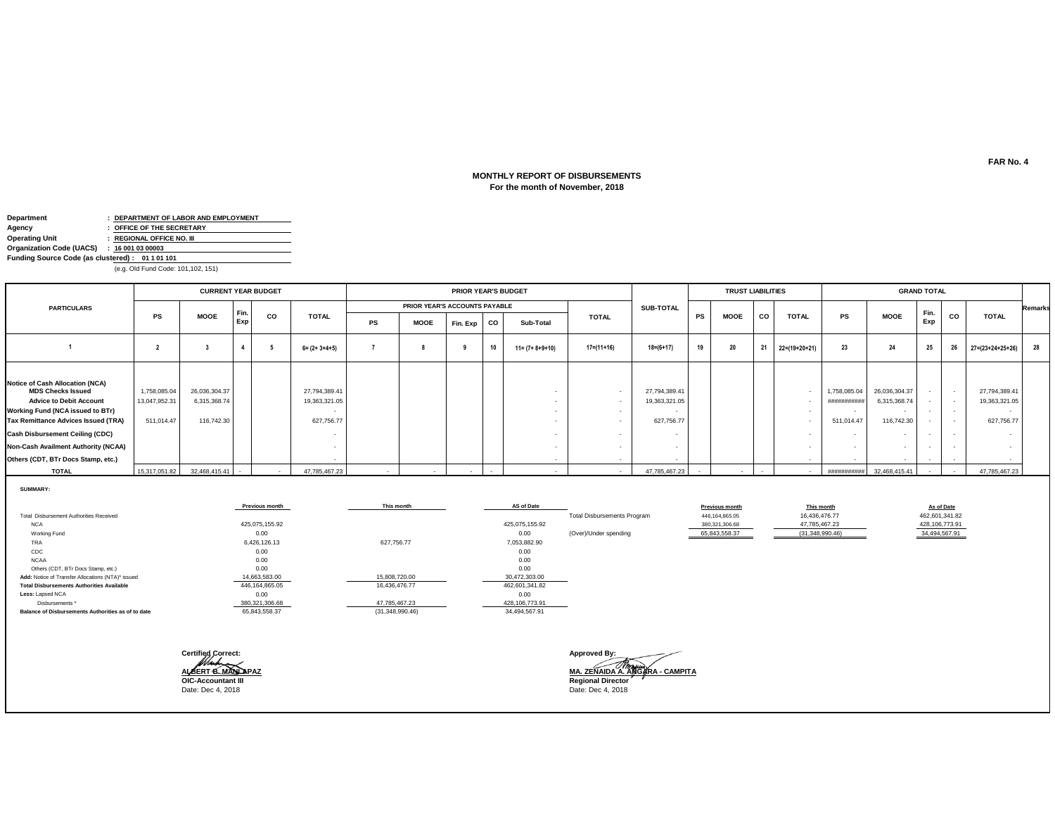FAR No. 4

**MONTHLY REPORT OF DISBURSEMENTS**
**For the month of November, 2018**

**Department** : **DEPARTMENT OF LABOR AND EMPLOYMENT**
**Agency** : **OFFICE OF THE SECRETARY**
**Operating Unit** : **REGIONAL OFFICE NO. III**
**Organization Code (UACS)** : **16 001 03 00003**
**Funding Source Code (as clustered) : 01 1 01 101**
(e.g. Old Fund Code: 101,102, 151)

| PARTICULARS | CURRENT YEAR BUDGET | | | | | PRIOR YEAR'S BUDGET | | | | | | SUB-TOTAL | TRUST LIABILITIES | | | | GRAND TOTAL | | | | | Remarks |
|---|---|---|---|---|---|---|---|---|---|---|---|---|---|---|---|---|---|---|---|---|---|---|
| | | | | | | PRIOR YEAR'S ACCOUNTS PAYABLE | | | | | TOTAL | | | | | | | | | | | |
| | PS | MOOE | Fin. Exp | CO | TOTAL | PS | MOOE | Fin. Exp | CO | Sub-Total | | | PS | MOOE | CO | TOTAL | PS | MOOE | Fin. Exp | CO | TOTAL | |
| 1 | 2 | 3 | 4 | 5 | 6= (2+ 3+4+5) | 7 | 8 | 9 | 10 | 11= (7+ 8+9+10) | 17=(11+16) | 18=(6+17) | 19 | 20 | 21 | 22=(19+20+21) | 23 | 24 | 25 | 26 | 27=(23+24+25+26) | 28 |
| **Notice of Cash Allocation (NCA)** | | | | | | | | | | | | | | | | | | | | | | |
| **MDS Checks Issued** | 1,758,085.04 | 26,036,304.37 | | | 27,794,389.41 | | | | | - | - | 27,794,389.41 | | | | - | 1,758,085.04 | 26,036,304.37 | - | - | 27,794,389.41 | |
| **Advice to Debit Account** | 13,047,952.31 | 6,315,368.74 | | | 19,363,321.05 | | | | | - | - | 19,363,321.05 | | | | - | ########### | 6,315,368.74 | - | - | 19,363,321.05 | |
| **Working Fund (NCA issued to BTr)** | | | | | - | | | | | - | - | - | | | | - | - | - | - | - | - | |
| **Tax Remittance Advices Issued (TRA)** | 511,014.47 | 116,742.30 | | | 627,756.77 | | | | | - | - | 627,756.77 | | | | - | 511,014.47 | 116,742.30 | - | - | 627,756.77 | |
| **Cash Disbursement Ceiling (CDC)** | | | | | - | | | | | - | - | - | | | | - | - | - | - | - | - | |
| **Non-Cash Availment Authority (NCAA)** | | | | | - | | | | | - | - | - | | | | - | - | - | - | - | - | |
| **Others (CDT, BTr Docs Stamp, etc.)** | | | | | - | | | | | - | - | - | | | | - | - | - | - | - | - | |
| **TOTAL** | 15,317,051.82 | 32,468,415.41 | - | - | 47,785,467.23 | - | - | - | - | - | - | 47,785,467.23 | - | - | - | - | ########### | 32,468,415.41 | - | - | 47,785,467.23 | |

**SUMMARY:**

| | Previous month | This month | AS of Date |
|---|---|---|---|
| Total Disbursement Authorities Received | | | |
| NCA | 425,075,155.92 | | 425,075,155.92 |
| Working Fund | 0.00 | | 0.00 |
| TRA | 6,426,126.13 | 627,756.77 | 7,053,882.90 |
| CDC | 0.00 | | 0.00 |
| NCAA | 0.00 | | 0.00 |
| Others (CDT, BTr Docs Stamp, etc.) | 0.00 | | 0.00 |
| **Add:** Notice of Transfer Allocations (NTA)* issued | 14,663,583.00 | 15,808,720.00 | 30,472,303.00 |
| **Total Disbursements Authorities Available** | 446,164,865.05 | 16,436,476.77 | 462,601,341.82 |
| **Less:** Lapsed NCA | 0.00 | | 0.00 |
| Disbursements * | 380,321,306.68 | 47,785,467.23 | 428,106,773.91 |
| **Balance of Disbursements Authorities as of to date** | 65,843,558.37 | (31,348,990.46) | 34,494,567.91 |

| | Previous month | This month | As of Date |
|---|---|---|---|
| Total Disbursements Program | 446,164,865.05 | 16,436,476.77 | 462,601,341.82 |
| | 380,321,306.68 | 47,785,467.23 | 428,106,773.91 |
| (Over)/Under spending | 65,843,558.37 | (31,348,990.46) | 34,494,567.91 |

**Certified Correct:**

**ALBERT B. MANLAPAZ**
**OIC-Accountant III**
Date: Dec 4, 2018

**Approved By:**

**MA. ZENAIDA A. ANGARA - CAMPITA**
**Regional Director**
Date: Dec 4, 2018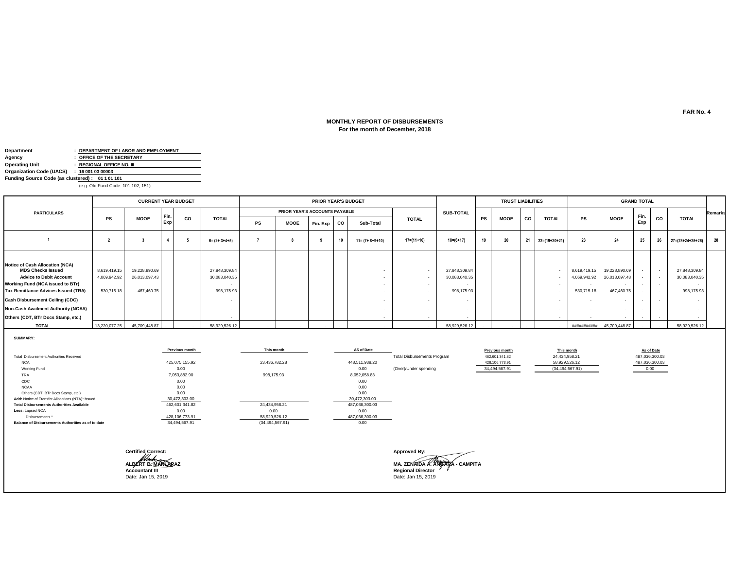FAR No. 4

# MONTHLY REPORT OF DISBURSEMENTS
## For the month of December, 2018

**Department** : DEPARTMENT OF LABOR AND EMPLOYMENT
**Agency** : OFFICE OF THE SECRETARY
**Operating Unit** : REGIONAL OFFICE NO. III
**Organization Code (UACS)** : 16 001 03 00003
**Funding Source Code (as clustered) :** 01 1 01 101
(e.g. Old Fund Code: 101,102, 151)

| PARTICULARS | CURRENT YEAR BUDGET | | | | | PRIOR YEAR'S BUDGET | | | | | | SUB-TOTAL | TRUST LIABILITIES | | | | GRAND TOTAL | | | | | Remarks |
|---|---|---|---|---|---|---|---|---|---|---|---|---|---|---|---|---|---|---|---|---|---|---|
| | | | | | | PRIOR YEAR'S ACCOUNTS PAYABLE | | | | | TOTAL | | | | | | | | | | | |
| | PS | MOOE | Fin. Exp | CO | TOTAL | PS | MOOE | Fin. Exp | CO | Sub-Total | | | PS | MOOE | CO | TOTAL | PS | MOOE | Fin. Exp | CO | TOTAL | |
| 1 | 2 | 3 | 4 | 5 | 6= (2+ 3+4+5) | 7 | 8 | 9 | 10 | 11= (7+ 8+9+10) | 17=(11+16) | 18=(6+17) | 19 | 20 | 21 | 22=(19+20+21) | 23 | 24 | 25 | 26 | 27=(23+24+25+26) | 28 |
| Notice of Cash Allocation (NCA) | | | | | | | | | | | | | | | | | | | | | | |
| MDS Checks Issued | 8,619,419.15 | 19,228,890.69 | | | 27,848,309.84 | | | | | - | - | 27,848,309.84 | | | | - | 8,619,419.15 | 19,228,890.69 | - | - | 27,848,309.84 | |
| Advice to Debit Account | 4,069,942.92 | 26,013,097.43 | | | 30,083,040.35 | | | | | - | - | 30,083,040.35 | | | | - | 4,069,942.92 | 26,013,097.43 | - | - | 30,083,040.35 | |
| Working Fund (NCA issued to BTr) | | | | | - | | | | | - | - | - | | | | - | - | - | - | - | - | |
| Tax Remittance Advices Issued (TRA) | 530,715.18 | 467,460.75 | | | 998,175.93 | | | | | - | - | 998,175.93 | | | | - | 530,715.18 | 467,460.75 | - | - | 998,175.93 | |
| Cash Disbursement Ceiling (CDC) | | | | | - | | | | | - | - | - | | | | - | - | - | - | - | - | |
| Non-Cash Availment Authority (NCAA) | | | | | - | | | | | - | - | - | | | | - | - | - | - | - | - | |
| Others (CDT, BTr Docs Stamp, etc.) | | | | | - | | | | | - | - | - | | | | - | - | - | - | - | - | |
| TOTAL | 13,220,077.25 | 45,709,448.87 | - | - | 58,929,526.12 | - | - | - | - | - | - | 58,929,526.12 | - | - | - | - | ########### | 45,709,448.87 | - | - | 58,929,526.12 | |

**SUMMARY:**

| | Previous month | This month | AS of Date |
|---|---|---|---|
| Total Disbursement Authorities Received | | | |
| NCA | 425,075,155.92 | 23,436,782.28 | 448,511,938.20 |
| Working Fund | 0.00 | | 0.00 |
| TRA | 7,053,882.90 | 998,175.93 | 8,052,058.83 |
| CDC | 0.00 | | 0.00 |
| NCAA | 0.00 | | 0.00 |
| Others (CDT, BTr Docs Stamp, etc.) | 0.00 | | 0.00 |
| Add: Notice of Transfer Allocations (NTA)* issued | 30,472,303.00 | | 30,472,303.00 |
| Total Disbursements Authorities Available | 462,601,341.82 | 24,434,958.21 | 487,036,300.03 |
| Less: Lapsed NCA | 0.00 | 0.00 | 0.00 |
| Disbursements * | 428,106,773.91 | 58,929,526.12 | 487,036,300.03 |
| Balance of Disbursements Authorities as of to date | 34,494,567.91 | (34,494,567.91) | 0.00 |

| | Previous month | This month | As of Date |
|---|---|---|---|
| Total Disbursements Program | 462,601,341.82 | 24,434,958.21 | 487,036,300.03 |
| | 428,106,773.91 | 58,929,526.12 | 487,036,300.03 |
| (Over)/Under spending | 34,494,567.91 | (34,494,567.91) | 0.00 |

**Certified Correct:**

**ALBERT B. MANLAPAZ**
**Accountant III**
Date: Jan 15, 2019

**Approved By:**

**MA. ZENAIDA A. ANGARA - CAMPITA**
**Regional Director**
Date: Jan 15, 2019